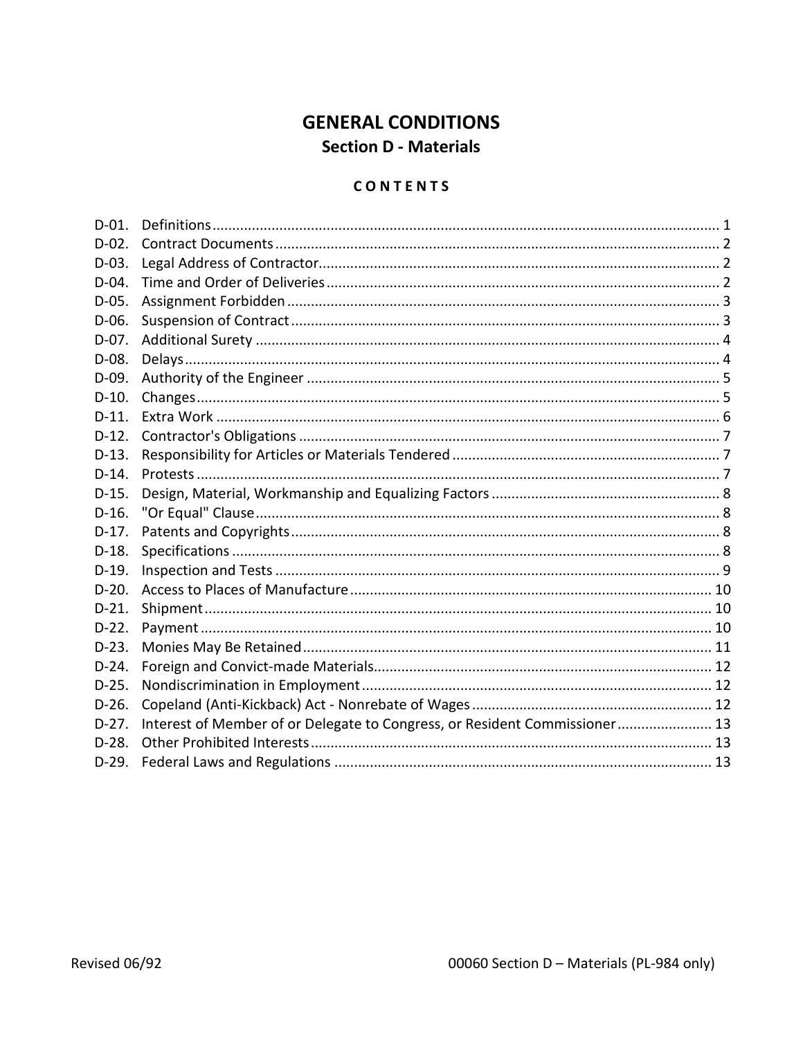# GENERAL CONDITIONS

## Section D - Materials

### CONTENTS

| | | |
|---|---|---|
| D-01. | Definitions | 1 |
| D-02. | Contract Documents | 2 |
| D-03. | Legal Address of Contractor | 2 |
| D-04. | Time and Order of Deliveries | 2 |
| D-05. | Assignment Forbidden | 3 |
| D-06. | Suspension of Contract | 3 |
| D-07. | Additional Surety | 4 |
| D-08. | Delays | 4 |
| D-09. | Authority of the Engineer | 5 |
| D-10. | Changes | 5 |
| D-11. | Extra Work | 6 |
| D-12. | Contractor's Obligations | 7 |
| D-13. | Responsibility for Articles or Materials Tendered | 7 |
| D-14. | Protests | 7 |
| D-15. | Design, Material, Workmanship and Equalizing Factors | 8 |
| D-16. | "Or Equal" Clause | 8 |
| D-17. | Patents and Copyrights | 8 |
| D-18. | Specifications | 8 |
| D-19. | Inspection and Tests | 9 |
| D-20. | Access to Places of Manufacture | 10 |
| D-21. | Shipment | 10 |
| D-22. | Payment | 10 |
| D-23. | Monies May Be Retained | 11 |
| D-24. | Foreign and Convict-made Materials | 12 |
| D-25. | Nondiscrimination in Employment | 12 |
| D-26. | Copeland (Anti-Kickback) Act - Nonrebate of Wages | 12 |
| D-27. | Interest of Member of or Delegate to Congress, or Resident Commissioner | 13 |
| D-28. | Other Prohibited Interests | 13 |
| D-29. | Federal Laws and Regulations | 13 |

Revised 06/92

00060 Section D – Materials (PL-984 only)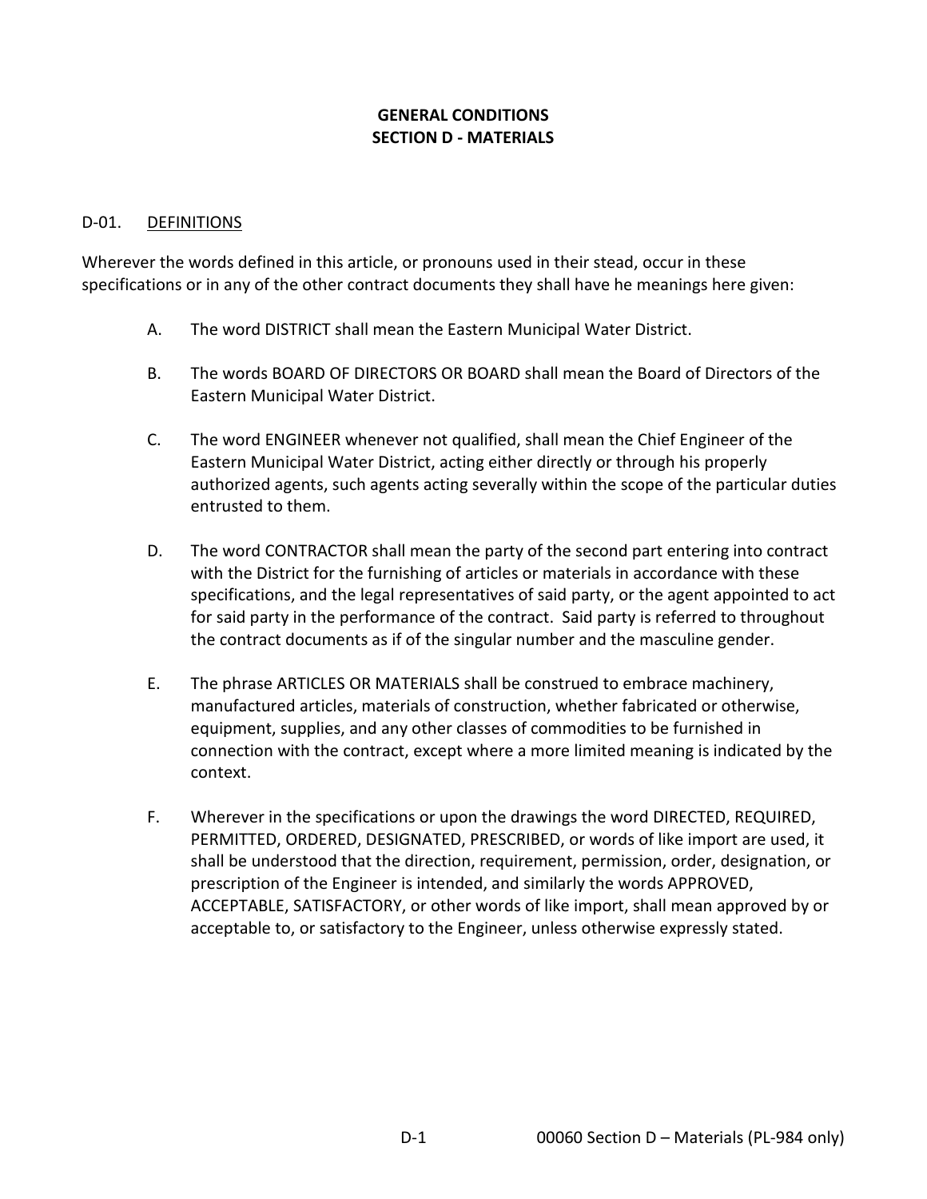# GENERAL CONDITIONS
## SECTION D - MATERIALS

### D-01. DEFINITIONS

Wherever the words defined in this article, or pronouns used in their stead, occur in these specifications or in any of the other contract documents they shall have he meanings here given:

A. The word DISTRICT shall mean the Eastern Municipal Water District.

B. The words BOARD OF DIRECTORS OR BOARD shall mean the Board of Directors of the Eastern Municipal Water District.

C. The word ENGINEER whenever not qualified, shall mean the Chief Engineer of the Eastern Municipal Water District, acting either directly or through his properly authorized agents, such agents acting severally within the scope of the particular duties entrusted to them.

D. The word CONTRACTOR shall mean the party of the second part entering into contract with the District for the furnishing of articles or materials in accordance with these specifications, and the legal representatives of said party, or the agent appointed to act for said party in the performance of the contract. Said party is referred to throughout the contract documents as if of the singular number and the masculine gender.

E. The phrase ARTICLES OR MATERIALS shall be construed to embrace machinery, manufactured articles, materials of construction, whether fabricated or otherwise, equipment, supplies, and any other classes of commodities to be furnished in connection with the contract, except where a more limited meaning is indicated by the context.

F. Wherever in the specifications or upon the drawings the word DIRECTED, REQUIRED, PERMITTED, ORDERED, DESIGNATED, PRESCRIBED, or words of like import are used, it shall be understood that the direction, requirement, permission, order, designation, or prescription of the Engineer is intended, and similarly the words APPROVED, ACCEPTABLE, SATISFACTORY, or other words of like import, shall mean approved by or acceptable to, or satisfactory to the Engineer, unless otherwise expressly stated.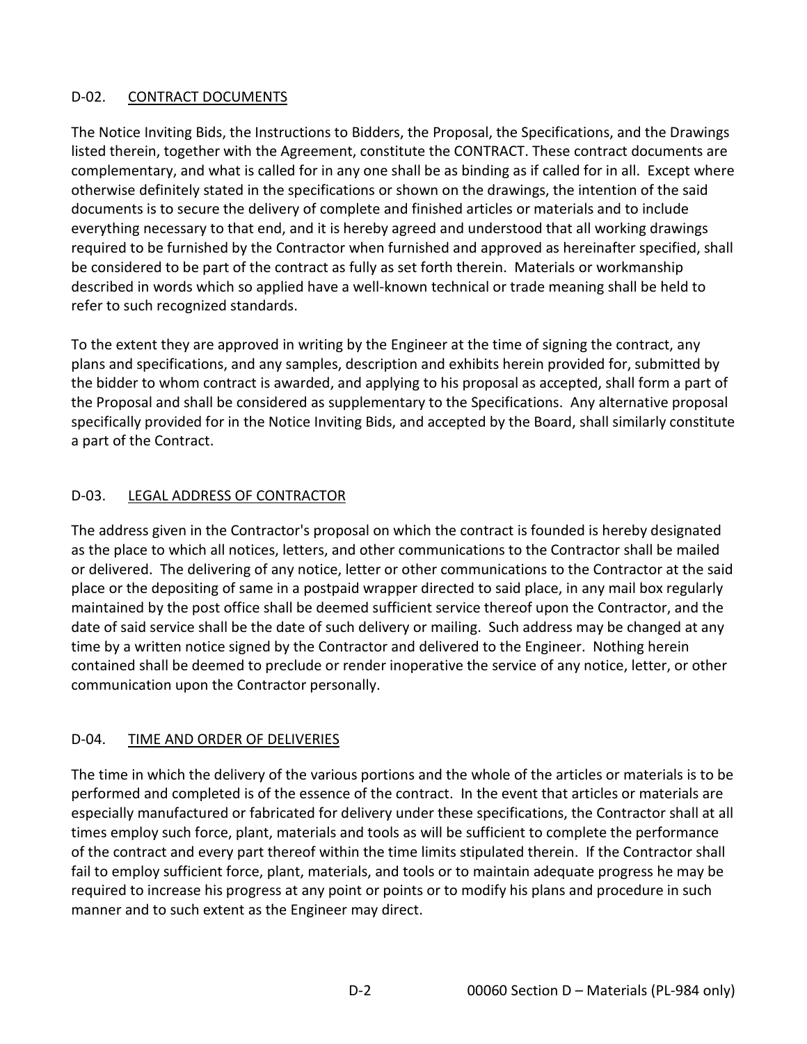## D-02. CONTRACT DOCUMENTS

The Notice Inviting Bids, the Instructions to Bidders, the Proposal, the Specifications, and the Drawings listed therein, together with the Agreement, constitute the CONTRACT. These contract documents are complementary, and what is called for in any one shall be as binding as if called for in all. Except where otherwise definitely stated in the specifications or shown on the drawings, the intention of the said documents is to secure the delivery of complete and finished articles or materials and to include everything necessary to that end, and it is hereby agreed and understood that all working drawings required to be furnished by the Contractor when furnished and approved as hereinafter specified, shall be considered to be part of the contract as fully as set forth therein. Materials or workmanship described in words which so applied have a well-known technical or trade meaning shall be held to refer to such recognized standards.

To the extent they are approved in writing by the Engineer at the time of signing the contract, any plans and specifications, and any samples, description and exhibits herein provided for, submitted by the bidder to whom contract is awarded, and applying to his proposal as accepted, shall form a part of the Proposal and shall be considered as supplementary to the Specifications. Any alternative proposal specifically provided for in the Notice Inviting Bids, and accepted by the Board, shall similarly constitute a part of the Contract.

## D-03. LEGAL ADDRESS OF CONTRACTOR

The address given in the Contractor's proposal on which the contract is founded is hereby designated as the place to which all notices, letters, and other communications to the Contractor shall be mailed or delivered. The delivering of any notice, letter or other communications to the Contractor at the said place or the depositing of same in a postpaid wrapper directed to said place, in any mail box regularly maintained by the post office shall be deemed sufficient service thereof upon the Contractor, and the date of said service shall be the date of such delivery or mailing. Such address may be changed at any time by a written notice signed by the Contractor and delivered to the Engineer. Nothing herein contained shall be deemed to preclude or render inoperative the service of any notice, letter, or other communication upon the Contractor personally.

## D-04. TIME AND ORDER OF DELIVERIES

The time in which the delivery of the various portions and the whole of the articles or materials is to be performed and completed is of the essence of the contract. In the event that articles or materials are especially manufactured or fabricated for delivery under these specifications, the Contractor shall at all times employ such force, plant, materials and tools as will be sufficient to complete the performance of the contract and every part thereof within the time limits stipulated therein. If the Contractor shall fail to employ sufficient force, plant, materials, and tools or to maintain adequate progress he may be required to increase his progress at any point or points or to modify his plans and procedure in such manner and to such extent as the Engineer may direct.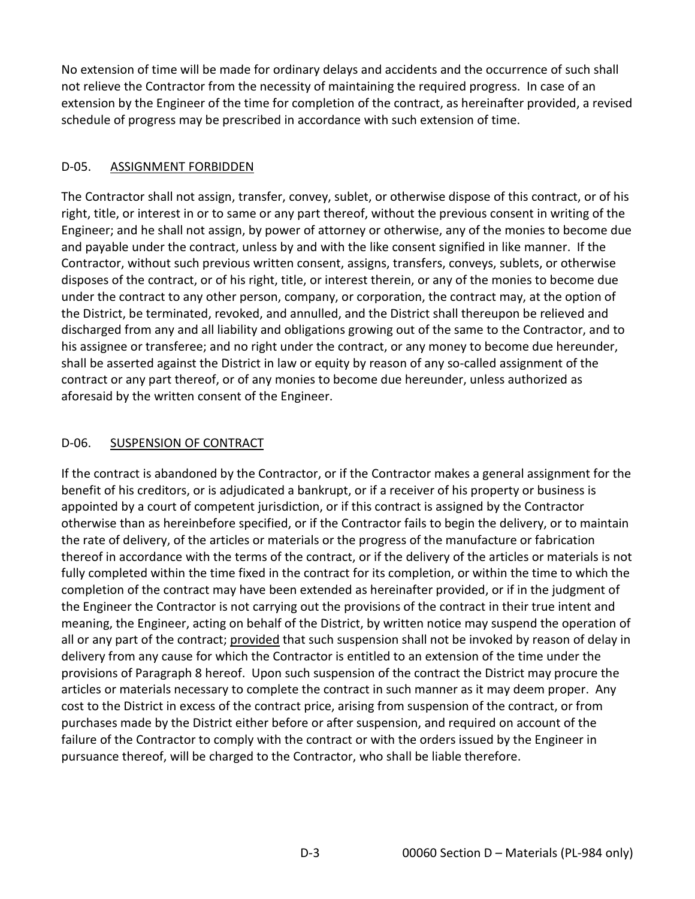No extension of time will be made for ordinary delays and accidents and the occurrence of such shall not relieve the Contractor from the necessity of maintaining the required progress. In case of an extension by the Engineer of the time for completion of the contract, as hereinafter provided, a revised schedule of progress may be prescribed in accordance with such extension of time.

## D-05. ASSIGNMENT FORBIDDEN

The Contractor shall not assign, transfer, convey, sublet, or otherwise dispose of this contract, or of his right, title, or interest in or to same or any part thereof, without the previous consent in writing of the Engineer; and he shall not assign, by power of attorney or otherwise, any of the monies to become due and payable under the contract, unless by and with the like consent signified in like manner. If the Contractor, without such previous written consent, assigns, transfers, conveys, sublets, or otherwise disposes of the contract, or of his right, title, or interest therein, or any of the monies to become due under the contract to any other person, company, or corporation, the contract may, at the option of the District, be terminated, revoked, and annulled, and the District shall thereupon be relieved and discharged from any and all liability and obligations growing out of the same to the Contractor, and to his assignee or transferee; and no right under the contract, or any money to become due hereunder, shall be asserted against the District in law or equity by reason of any so-called assignment of the contract or any part thereof, or of any monies to become due hereunder, unless authorized as aforesaid by the written consent of the Engineer.

## D-06. SUSPENSION OF CONTRACT

If the contract is abandoned by the Contractor, or if the Contractor makes a general assignment for the benefit of his creditors, or is adjudicated a bankrupt, or if a receiver of his property or business is appointed by a court of competent jurisdiction, or if this contract is assigned by the Contractor otherwise than as hereinbefore specified, or if the Contractor fails to begin the delivery, or to maintain the rate of delivery, of the articles or materials or the progress of the manufacture or fabrication thereof in accordance with the terms of the contract, or if the delivery of the articles or materials is not fully completed within the time fixed in the contract for its completion, or within the time to which the completion of the contract may have been extended as hereinafter provided, or if in the judgment of the Engineer the Contractor is not carrying out the provisions of the contract in their true intent and meaning, the Engineer, acting on behalf of the District, by written notice may suspend the operation of all or any part of the contract; provided that such suspension shall not be invoked by reason of delay in delivery from any cause for which the Contractor is entitled to an extension of the time under the provisions of Paragraph 8 hereof. Upon such suspension of the contract the District may procure the articles or materials necessary to complete the contract in such manner as it may deem proper. Any cost to the District in excess of the contract price, arising from suspension of the contract, or from purchases made by the District either before or after suspension, and required on account of the failure of the Contractor to comply with the contract or with the orders issued by the Engineer in pursuance thereof, will be charged to the Contractor, who shall be liable therefore.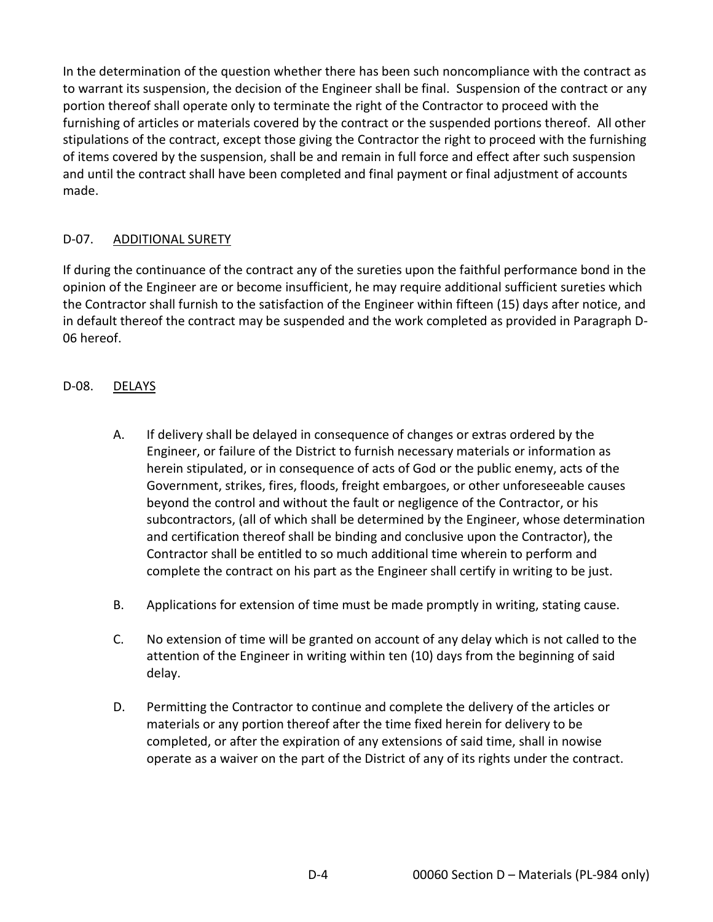In the determination of the question whether there has been such noncompliance with the contract as to warrant its suspension, the decision of the Engineer shall be final. Suspension of the contract or any portion thereof shall operate only to terminate the right of the Contractor to proceed with the furnishing of articles or materials covered by the contract or the suspended portions thereof. All other stipulations of the contract, except those giving the Contractor the right to proceed with the furnishing of items covered by the suspension, shall be and remain in full force and effect after such suspension and until the contract shall have been completed and final payment or final adjustment of accounts made.

## D-07. ADDITIONAL SURETY

If during the continuance of the contract any of the sureties upon the faithful performance bond in the opinion of the Engineer are or become insufficient, he may require additional sufficient sureties which the Contractor shall furnish to the satisfaction of the Engineer within fifteen (15) days after notice, and in default thereof the contract may be suspended and the work completed as provided in Paragraph D-06 hereof.

## D-08. DELAYS

A. If delivery shall be delayed in consequence of changes or extras ordered by the Engineer, or failure of the District to furnish necessary materials or information as herein stipulated, or in consequence of acts of God or the public enemy, acts of the Government, strikes, fires, floods, freight embargoes, or other unforeseeable causes beyond the control and without the fault or negligence of the Contractor, or his subcontractors, (all of which shall be determined by the Engineer, whose determination and certification thereof shall be binding and conclusive upon the Contractor), the Contractor shall be entitled to so much additional time wherein to perform and complete the contract on his part as the Engineer shall certify in writing to be just.

B. Applications for extension of time must be made promptly in writing, stating cause.

C. No extension of time will be granted on account of any delay which is not called to the attention of the Engineer in writing within ten (10) days from the beginning of said delay.

D. Permitting the Contractor to continue and complete the delivery of the articles or materials or any portion thereof after the time fixed herein for delivery to be completed, or after the expiration of any extensions of said time, shall in nowise operate as a waiver on the part of the District of any of its rights under the contract.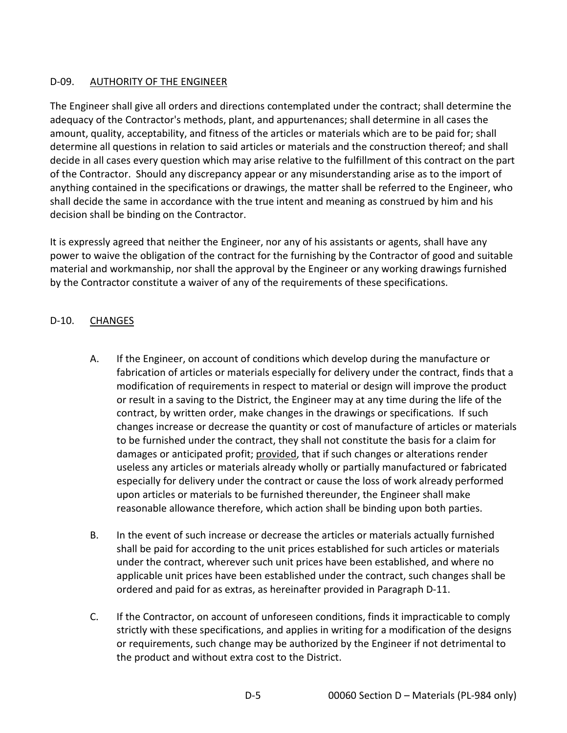## D-09. <u>AUTHORITY OF THE ENGINEER</u>

The Engineer shall give all orders and directions contemplated under the contract; shall determine the adequacy of the Contractor's methods, plant, and appurtenances; shall determine in all cases the amount, quality, acceptability, and fitness of the articles or materials which are to be paid for; shall determine all questions in relation to said articles or materials and the construction thereof; and shall decide in all cases every question which may arise relative to the fulfillment of this contract on the part of the Contractor. Should any discrepancy appear or any misunderstanding arise as to the import of anything contained in the specifications or drawings, the matter shall be referred to the Engineer, who shall decide the same in accordance with the true intent and meaning as construed by him and his decision shall be binding on the Contractor.

It is expressly agreed that neither the Engineer, nor any of his assistants or agents, shall have any power to waive the obligation of the contract for the furnishing by the Contractor of good and suitable material and workmanship, nor shall the approval by the Engineer or any working drawings furnished by the Contractor constitute a waiver of any of the requirements of these specifications.

## D-10. <u>CHANGES</u>

A. If the Engineer, on account of conditions which develop during the manufacture or fabrication of articles or materials especially for delivery under the contract, finds that a modification of requirements in respect to material or design will improve the product or result in a saving to the District, the Engineer may at any time during the life of the contract, by written order, make changes in the drawings or specifications. If such changes increase or decrease the quantity or cost of manufacture of articles or materials to be furnished under the contract, they shall not constitute the basis for a claim for damages or anticipated profit; <u>provided</u>, that if such changes or alterations render useless any articles or materials already wholly or partially manufactured or fabricated especially for delivery under the contract or cause the loss of work already performed upon articles or materials to be furnished thereunder, the Engineer shall make reasonable allowance therefore, which action shall be binding upon both parties.

B. In the event of such increase or decrease the articles or materials actually furnished shall be paid for according to the unit prices established for such articles or materials under the contract, wherever such unit prices have been established, and where no applicable unit prices have been established under the contract, such changes shall be ordered and paid for as extras, as hereinafter provided in Paragraph D-11.

C. If the Contractor, on account of unforeseen conditions, finds it impracticable to comply strictly with these specifications, and applies in writing for a modification of the designs or requirements, such change may be authorized by the Engineer if not detrimental to the product and without extra cost to the District.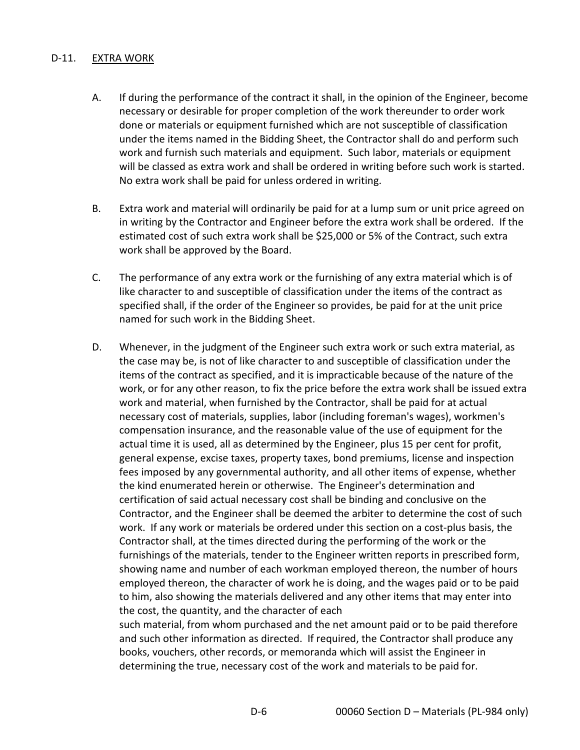## D-11. EXTRA WORK

A. If during the performance of the contract it shall, in the opinion of the Engineer, become necessary or desirable for proper completion of the work thereunder to order work done or materials or equipment furnished which are not susceptible of classification under the items named in the Bidding Sheet, the Contractor shall do and perform such work and furnish such materials and equipment. Such labor, materials or equipment will be classed as extra work and shall be ordered in writing before such work is started. No extra work shall be paid for unless ordered in writing.

B. Extra work and material will ordinarily be paid for at a lump sum or unit price agreed on in writing by the Contractor and Engineer before the extra work shall be ordered. If the estimated cost of such extra work shall be $25,000 or 5% of the Contract, such extra work shall be approved by the Board.

C. The performance of any extra work or the furnishing of any extra material which is of like character to and susceptible of classification under the items of the contract as specified shall, if the order of the Engineer so provides, be paid for at the unit price named for such work in the Bidding Sheet.

D. Whenever, in the judgment of the Engineer such extra work or such extra material, as the case may be, is not of like character to and susceptible of classification under the items of the contract as specified, and it is impracticable because of the nature of the work, or for any other reason, to fix the price before the extra work shall be issued extra work and material, when furnished by the Contractor, shall be paid for at actual necessary cost of materials, supplies, labor (including foreman's wages), workmen's compensation insurance, and the reasonable value of the use of equipment for the actual time it is used, all as determined by the Engineer, plus 15 per cent for profit, general expense, excise taxes, property taxes, bond premiums, license and inspection fees imposed by any governmental authority, and all other items of expense, whether the kind enumerated herein or otherwise. The Engineer's determination and certification of said actual necessary cost shall be binding and conclusive on the Contractor, and the Engineer shall be deemed the arbiter to determine the cost of such work. If any work or materials be ordered under this section on a cost-plus basis, the Contractor shall, at the times directed during the performing of the work or the furnishings of the materials, tender to the Engineer written reports in prescribed form, showing name and number of each workman employed thereon, the number of hours employed thereon, the character of work he is doing, and the wages paid or to be paid to him, also showing the materials delivered and any other items that may enter into the cost, the quantity, and the character of each such material, from whom purchased and the net amount paid or to be paid therefore and such other information as directed. If required, the Contractor shall produce any books, vouchers, other records, or memoranda which will assist the Engineer in determining the true, necessary cost of the work and materials to be paid for.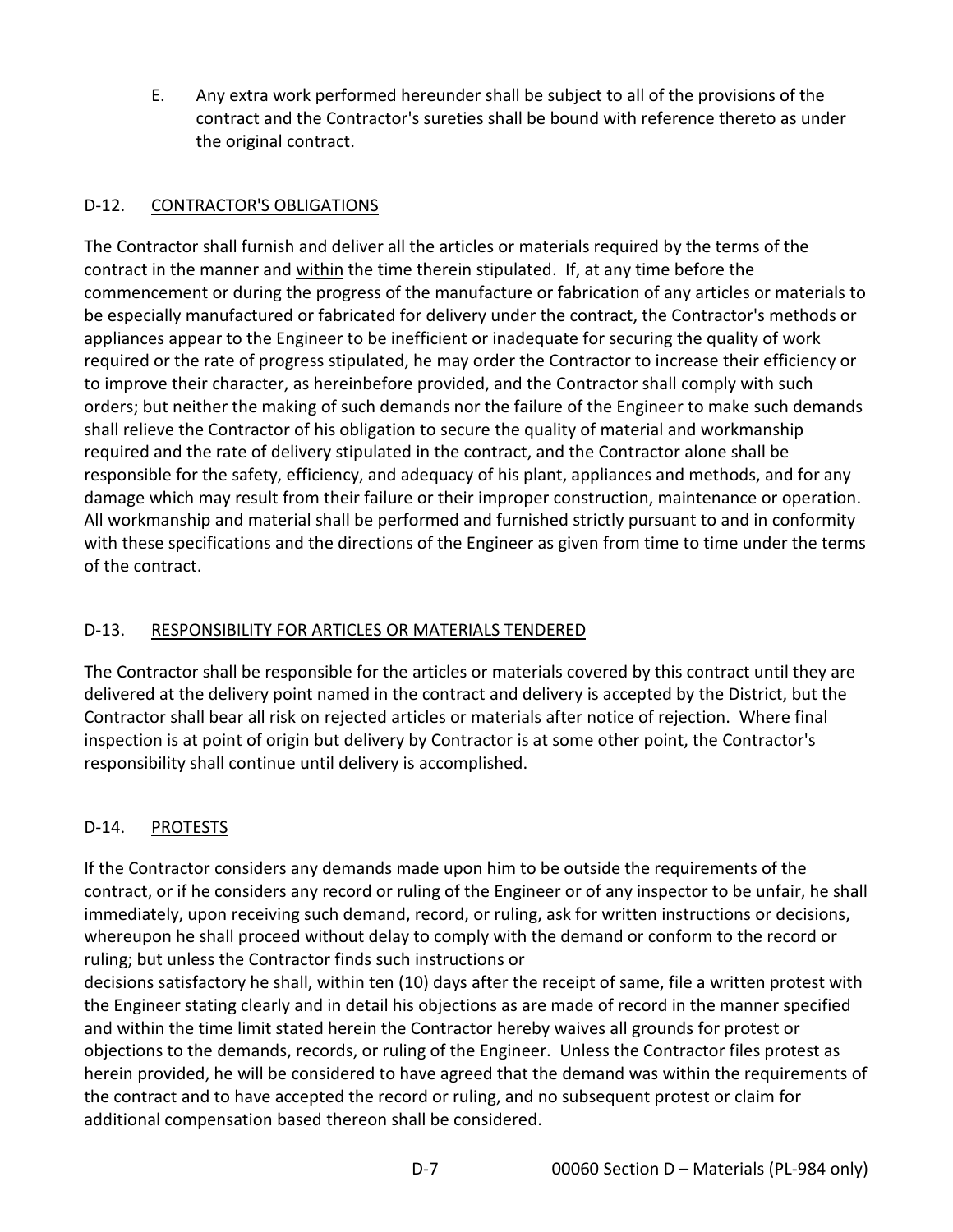E. Any extra work performed hereunder shall be subject to all of the provisions of the contract and the Contractor's sureties shall be bound with reference thereto as under the original contract.

## D-12. <u>CONTRACTOR'S OBLIGATIONS</u>

The Contractor shall furnish and deliver all the articles or materials required by the terms of the contract in the manner and <u>within</u> the time therein stipulated. If, at any time before the commencement or during the progress of the manufacture or fabrication of any articles or materials to be especially manufactured or fabricated for delivery under the contract, the Contractor's methods or appliances appear to the Engineer to be inefficient or inadequate for securing the quality of work required or the rate of progress stipulated, he may order the Contractor to increase their efficiency or to improve their character, as hereinbefore provided, and the Contractor shall comply with such orders; but neither the making of such demands nor the failure of the Engineer to make such demands shall relieve the Contractor of his obligation to secure the quality of material and workmanship required and the rate of delivery stipulated in the contract, and the Contractor alone shall be responsible for the safety, efficiency, and adequacy of his plant, appliances and methods, and for any damage which may result from their failure or their improper construction, maintenance or operation. All workmanship and material shall be performed and furnished strictly pursuant to and in conformity with these specifications and the directions of the Engineer as given from time to time under the terms of the contract.

## D-13. <u>RESPONSIBILITY FOR ARTICLES OR MATERIALS TENDERED</u>

The Contractor shall be responsible for the articles or materials covered by this contract until they are delivered at the delivery point named in the contract and delivery is accepted by the District, but the Contractor shall bear all risk on rejected articles or materials after notice of rejection. Where final inspection is at point of origin but delivery by Contractor is at some other point, the Contractor's responsibility shall continue until delivery is accomplished.

## D-14. <u>PROTESTS</u>

If the Contractor considers any demands made upon him to be outside the requirements of the contract, or if he considers any record or ruling of the Engineer or of any inspector to be unfair, he shall immediately, upon receiving such demand, record, or ruling, ask for written instructions or decisions, whereupon he shall proceed without delay to comply with the demand or conform to the record or ruling; but unless the Contractor finds such instructions or decisions satisfactory he shall, within ten (10) days after the receipt of same, file a written protest with the Engineer stating clearly and in detail his objections as are made of record in the manner specified and within the time limit stated herein the Contractor hereby waives all grounds for protest or objections to the demands, records, or ruling of the Engineer. Unless the Contractor files protest as herein provided, he will be considered to have agreed that the demand was within the requirements of the contract and to have accepted the record or ruling, and no subsequent protest or claim for additional compensation based thereon shall be considered.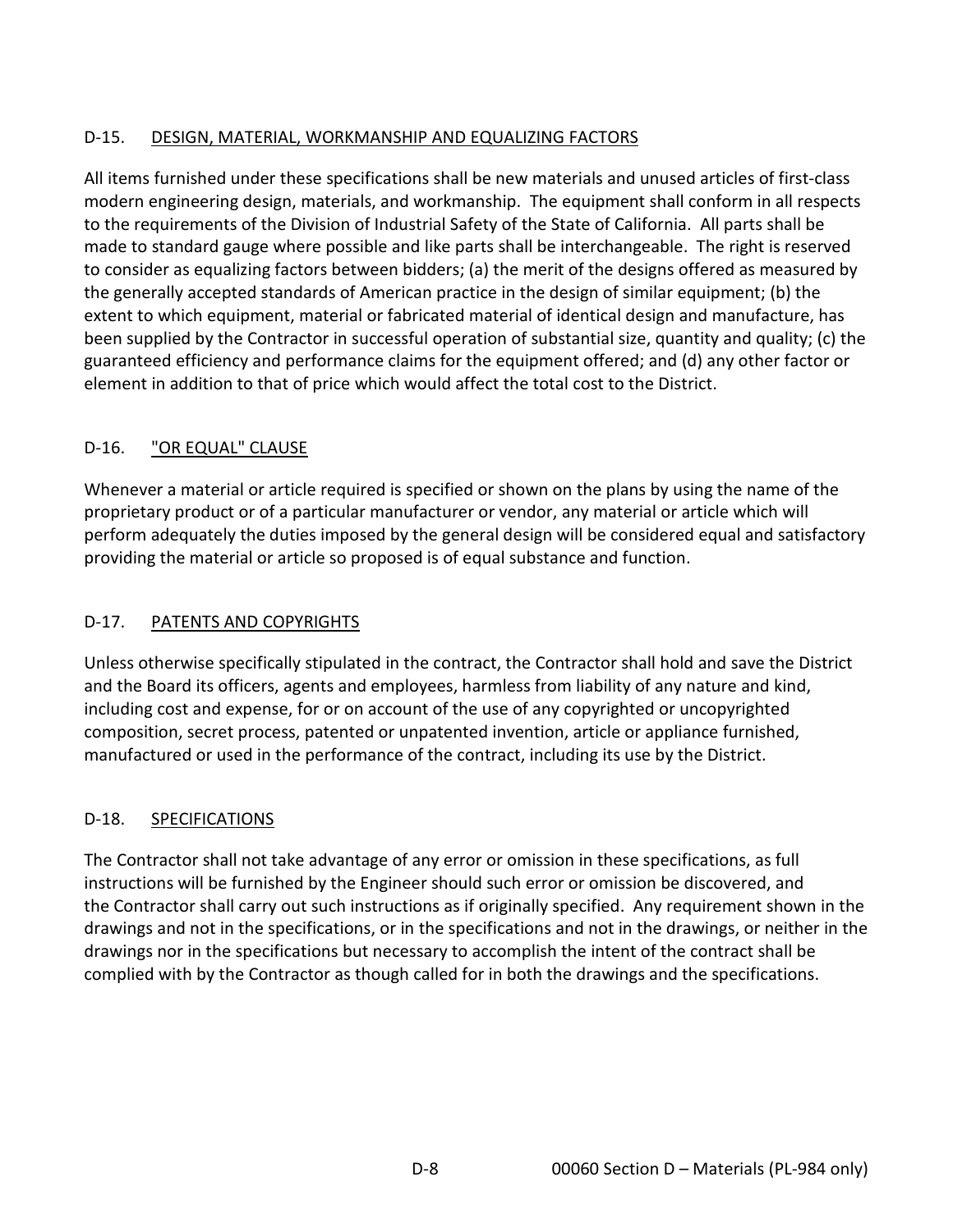## D-15. DESIGN, MATERIAL, WORKMANSHIP AND EQUALIZING FACTORS

All items furnished under these specifications shall be new materials and unused articles of first-class modern engineering design, materials, and workmanship. The equipment shall conform in all respects to the requirements of the Division of Industrial Safety of the State of California. All parts shall be made to standard gauge where possible and like parts shall be interchangeable. The right is reserved to consider as equalizing factors between bidders; (a) the merit of the designs offered as measured by the generally accepted standards of American practice in the design of similar equipment; (b) the extent to which equipment, material or fabricated material of identical design and manufacture, has been supplied by the Contractor in successful operation of substantial size, quantity and quality; (c) the guaranteed efficiency and performance claims for the equipment offered; and (d) any other factor or element in addition to that of price which would affect the total cost to the District.

## D-16. "OR EQUAL" CLAUSE

Whenever a material or article required is specified or shown on the plans by using the name of the proprietary product or of a particular manufacturer or vendor, any material or article which will perform adequately the duties imposed by the general design will be considered equal and satisfactory providing the material or article so proposed is of equal substance and function.

## D-17. PATENTS AND COPYRIGHTS

Unless otherwise specifically stipulated in the contract, the Contractor shall hold and save the District and the Board its officers, agents and employees, harmless from liability of any nature and kind, including cost and expense, for or on account of the use of any copyrighted or uncopyrighted composition, secret process, patented or unpatented invention, article or appliance furnished, manufactured or used in the performance of the contract, including its use by the District.

## D-18. SPECIFICATIONS

The Contractor shall not take advantage of any error or omission in these specifications, as full instructions will be furnished by the Engineer should such error or omission be discovered, and the Contractor shall carry out such instructions as if originally specified. Any requirement shown in the drawings and not in the specifications, or in the specifications and not in the drawings, or neither in the drawings nor in the specifications but necessary to accomplish the intent of the contract shall be complied with by the Contractor as though called for in both the drawings and the specifications.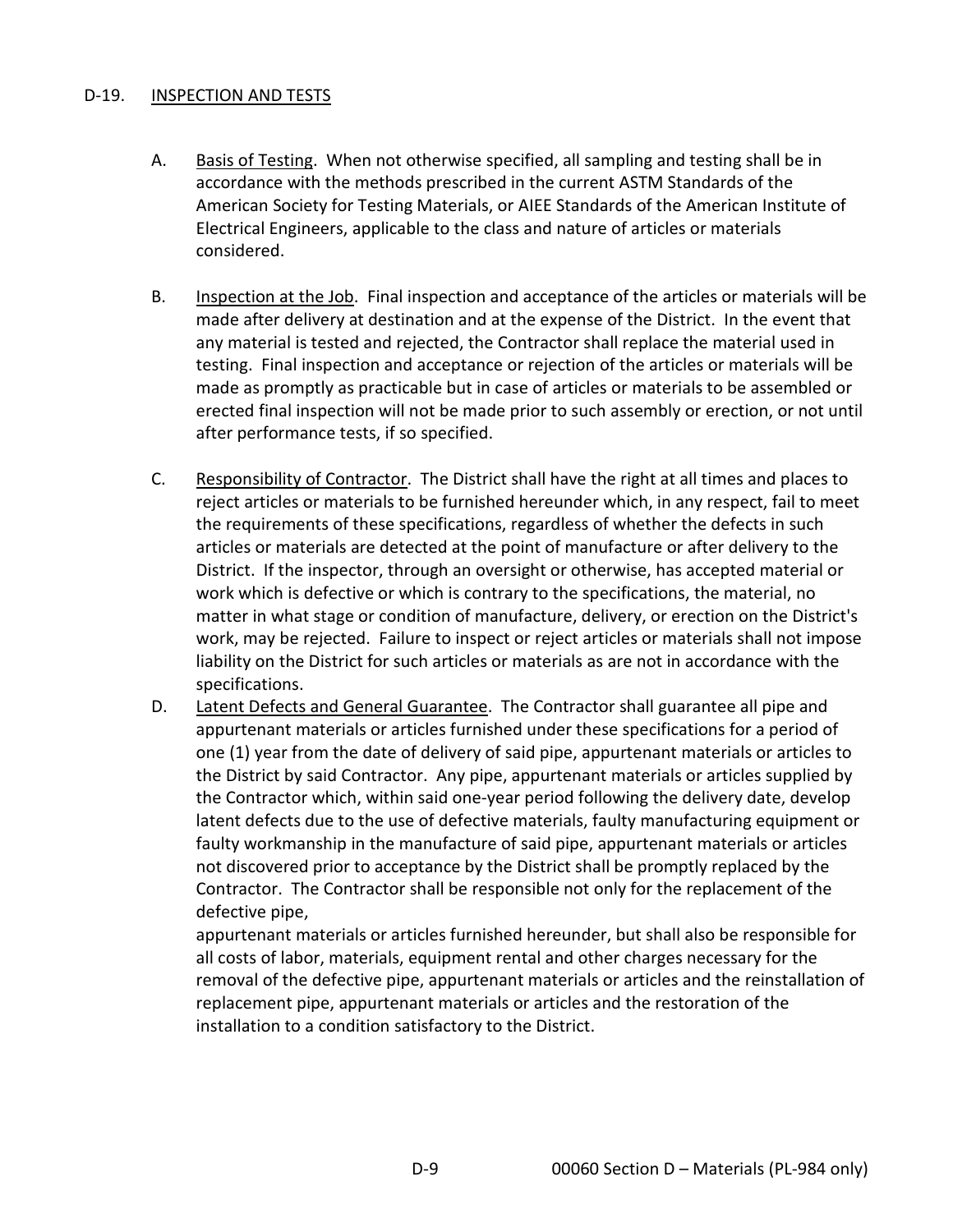## D-19. INSPECTION AND TESTS

A. Basis of Testing. When not otherwise specified, all sampling and testing shall be in accordance with the methods prescribed in the current ASTM Standards of the American Society for Testing Materials, or AIEE Standards of the American Institute of Electrical Engineers, applicable to the class and nature of articles or materials considered.

B. Inspection at the Job. Final inspection and acceptance of the articles or materials will be made after delivery at destination and at the expense of the District. In the event that any material is tested and rejected, the Contractor shall replace the material used in testing. Final inspection and acceptance or rejection of the articles or materials will be made as promptly as practicable but in case of articles or materials to be assembled or erected final inspection will not be made prior to such assembly or erection, or not until after performance tests, if so specified.

C. Responsibility of Contractor. The District shall have the right at all times and places to reject articles or materials to be furnished hereunder which, in any respect, fail to meet the requirements of these specifications, regardless of whether the defects in such articles or materials are detected at the point of manufacture or after delivery to the District. If the inspector, through an oversight or otherwise, has accepted material or work which is defective or which is contrary to the specifications, the material, no matter in what stage or condition of manufacture, delivery, or erection on the District's work, may be rejected. Failure to inspect or reject articles or materials shall not impose liability on the District for such articles or materials as are not in accordance with the specifications.

D. Latent Defects and General Guarantee. The Contractor shall guarantee all pipe and appurtenant materials or articles furnished under these specifications for a period of one (1) year from the date of delivery of said pipe, appurtenant materials or articles to the District by said Contractor. Any pipe, appurtenant materials or articles supplied by the Contractor which, within said one-year period following the delivery date, develop latent defects due to the use of defective materials, faulty manufacturing equipment or faulty workmanship in the manufacture of said pipe, appurtenant materials or articles not discovered prior to acceptance by the District shall be promptly replaced by the Contractor. The Contractor shall be responsible not only for the replacement of the defective pipe, appurtenant materials or articles furnished hereunder, but shall also be responsible for all costs of labor, materials, equipment rental and other charges necessary for the removal of the defective pipe, appurtenant materials or articles and the reinstallation of replacement pipe, appurtenant materials or articles and the restoration of the installation to a condition satisfactory to the District.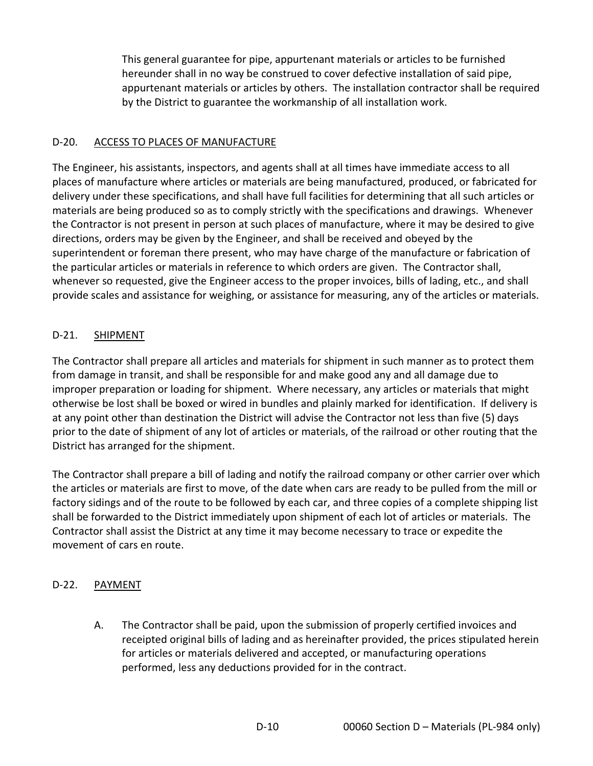This general guarantee for pipe, appurtenant materials or articles to be furnished hereunder shall in no way be construed to cover defective installation of said pipe, appurtenant materials or articles by others. The installation contractor shall be required by the District to guarantee the workmanship of all installation work.

## D-20. ACCESS TO PLACES OF MANUFACTURE

The Engineer, his assistants, inspectors, and agents shall at all times have immediate access to all places of manufacture where articles or materials are being manufactured, produced, or fabricated for delivery under these specifications, and shall have full facilities for determining that all such articles or materials are being produced so as to comply strictly with the specifications and drawings. Whenever the Contractor is not present in person at such places of manufacture, where it may be desired to give directions, orders may be given by the Engineer, and shall be received and obeyed by the superintendent or foreman there present, who may have charge of the manufacture or fabrication of the particular articles or materials in reference to which orders are given. The Contractor shall, whenever so requested, give the Engineer access to the proper invoices, bills of lading, etc., and shall provide scales and assistance for weighing, or assistance for measuring, any of the articles or materials.

## D-21. SHIPMENT

The Contractor shall prepare all articles and materials for shipment in such manner as to protect them from damage in transit, and shall be responsible for and make good any and all damage due to improper preparation or loading for shipment. Where necessary, any articles or materials that might otherwise be lost shall be boxed or wired in bundles and plainly marked for identification. If delivery is at any point other than destination the District will advise the Contractor not less than five (5) days prior to the date of shipment of any lot of articles or materials, of the railroad or other routing that the District has arranged for the shipment.

The Contractor shall prepare a bill of lading and notify the railroad company or other carrier over which the articles or materials are first to move, of the date when cars are ready to be pulled from the mill or factory sidings and of the route to be followed by each car, and three copies of a complete shipping list shall be forwarded to the District immediately upon shipment of each lot of articles or materials. The Contractor shall assist the District at any time it may become necessary to trace or expedite the movement of cars en route.

## D-22. PAYMENT

A. The Contractor shall be paid, upon the submission of properly certified invoices and receipted original bills of lading and as hereinafter provided, the prices stipulated herein for articles or materials delivered and accepted, or manufacturing operations performed, less any deductions provided for in the contract.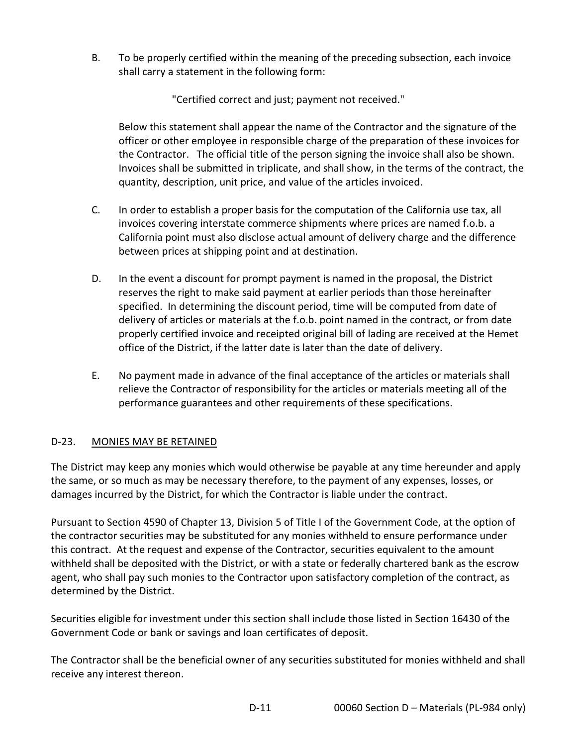B. To be properly certified within the meaning of the preceding subsection, each invoice shall carry a statement in the following form:

"Certified correct and just; payment not received."

Below this statement shall appear the name of the Contractor and the signature of the officer or other employee in responsible charge of the preparation of these invoices for the Contractor. The official title of the person signing the invoice shall also be shown. Invoices shall be submitted in triplicate, and shall show, in the terms of the contract, the quantity, description, unit price, and value of the articles invoiced.

C. In order to establish a proper basis for the computation of the California use tax, all invoices covering interstate commerce shipments where prices are named f.o.b. a California point must also disclose actual amount of delivery charge and the difference between prices at shipping point and at destination.

D. In the event a discount for prompt payment is named in the proposal, the District reserves the right to make said payment at earlier periods than those hereinafter specified. In determining the discount period, time will be computed from date of delivery of articles or materials at the f.o.b. point named in the contract, or from date properly certified invoice and receipted original bill of lading are received at the Hemet office of the District, if the latter date is later than the date of delivery.

E. No payment made in advance of the final acceptance of the articles or materials shall relieve the Contractor of responsibility for the articles or materials meeting all of the performance guarantees and other requirements of these specifications.

## D-23. MONIES MAY BE RETAINED

The District may keep any monies which would otherwise be payable at any time hereunder and apply the same, or so much as may be necessary therefore, to the payment of any expenses, losses, or damages incurred by the District, for which the Contractor is liable under the contract.

Pursuant to Section 4590 of Chapter 13, Division 5 of Title I of the Government Code, at the option of the contractor securities may be substituted for any monies withheld to ensure performance under this contract. At the request and expense of the Contractor, securities equivalent to the amount withheld shall be deposited with the District, or with a state or federally chartered bank as the escrow agent, who shall pay such monies to the Contractor upon satisfactory completion of the contract, as determined by the District.

Securities eligible for investment under this section shall include those listed in Section 16430 of the Government Code or bank or savings and loan certificates of deposit.

The Contractor shall be the beneficial owner of any securities substituted for monies withheld and shall receive any interest thereon.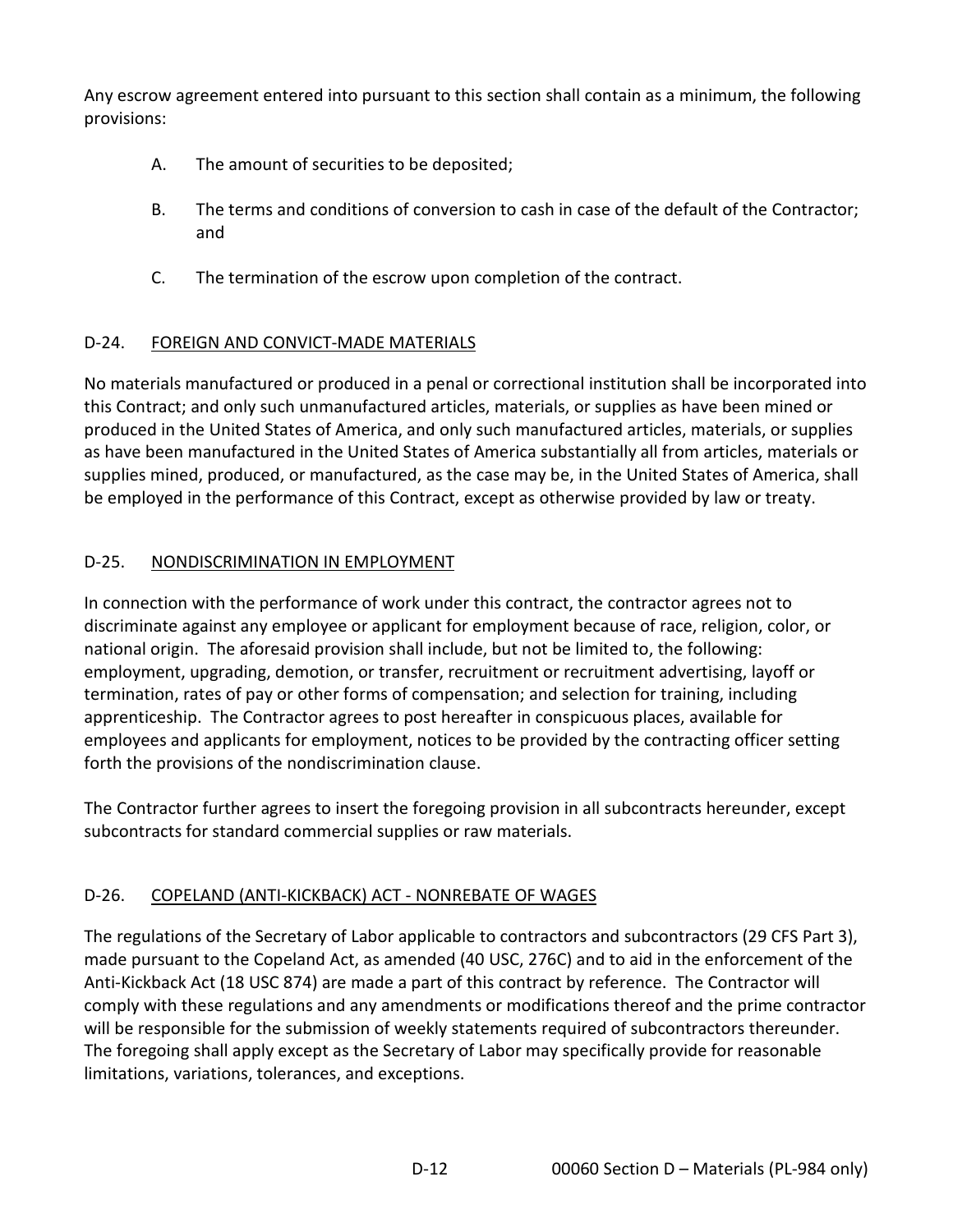Any escrow agreement entered into pursuant to this section shall contain as a minimum, the following provisions:

A. The amount of securities to be deposited;

B. The terms and conditions of conversion to cash in case of the default of the Contractor; and

C. The termination of the escrow upon completion of the contract.

## D-24. FOREIGN AND CONVICT-MADE MATERIALS

No materials manufactured or produced in a penal or correctional institution shall be incorporated into this Contract; and only such unmanufactured articles, materials, or supplies as have been mined or produced in the United States of America, and only such manufactured articles, materials, or supplies as have been manufactured in the United States of America substantially all from articles, materials or supplies mined, produced, or manufactured, as the case may be, in the United States of America, shall be employed in the performance of this Contract, except as otherwise provided by law or treaty.

## D-25. NONDISCRIMINATION IN EMPLOYMENT

In connection with the performance of work under this contract, the contractor agrees not to discriminate against any employee or applicant for employment because of race, religion, color, or national origin. The aforesaid provision shall include, but not be limited to, the following: employment, upgrading, demotion, or transfer, recruitment or recruitment advertising, layoff or termination, rates of pay or other forms of compensation; and selection for training, including apprenticeship. The Contractor agrees to post hereafter in conspicuous places, available for employees and applicants for employment, notices to be provided by the contracting officer setting forth the provisions of the nondiscrimination clause.

The Contractor further agrees to insert the foregoing provision in all subcontracts hereunder, except subcontracts for standard commercial supplies or raw materials.

## D-26. COPELAND (ANTI-KICKBACK) ACT - NONREBATE OF WAGES

The regulations of the Secretary of Labor applicable to contractors and subcontractors (29 CFS Part 3), made pursuant to the Copeland Act, as amended (40 USC, 276C) and to aid in the enforcement of the Anti-Kickback Act (18 USC 874) are made a part of this contract by reference. The Contractor will comply with these regulations and any amendments or modifications thereof and the prime contractor will be responsible for the submission of weekly statements required of subcontractors thereunder. The foregoing shall apply except as the Secretary of Labor may specifically provide for reasonable limitations, variations, tolerances, and exceptions.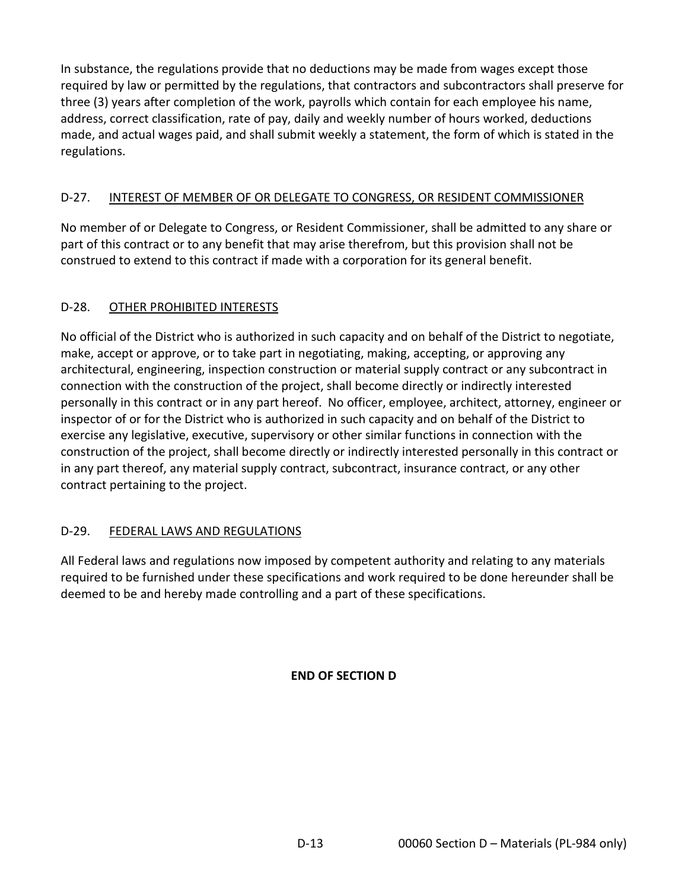In substance, the regulations provide that no deductions may be made from wages except those required by law or permitted by the regulations, that contractors and subcontractors shall preserve for three (3) years after completion of the work, payrolls which contain for each employee his name, address, correct classification, rate of pay, daily and weekly number of hours worked, deductions made, and actual wages paid, and shall submit weekly a statement, the form of which is stated in the regulations.

## D-27. INTEREST OF MEMBER OF OR DELEGATE TO CONGRESS, OR RESIDENT COMMISSIONER

No member of or Delegate to Congress, or Resident Commissioner, shall be admitted to any share or part of this contract or to any benefit that may arise therefrom, but this provision shall not be construed to extend to this contract if made with a corporation for its general benefit.

## D-28. OTHER PROHIBITED INTERESTS

No official of the District who is authorized in such capacity and on behalf of the District to negotiate, make, accept or approve, or to take part in negotiating, making, accepting, or approving any architectural, engineering, inspection construction or material supply contract or any subcontract in connection with the construction of the project, shall become directly or indirectly interested personally in this contract or in any part hereof. No officer, employee, architect, attorney, engineer or inspector of or for the District who is authorized in such capacity and on behalf of the District to exercise any legislative, executive, supervisory or other similar functions in connection with the construction of the project, shall become directly or indirectly interested personally in this contract or in any part thereof, any material supply contract, subcontract, insurance contract, or any other contract pertaining to the project.

## D-29. FEDERAL LAWS AND REGULATIONS

All Federal laws and regulations now imposed by competent authority and relating to any materials required to be furnished under these specifications and work required to be done hereunder shall be deemed to be and hereby made controlling and a part of these specifications.

**END OF SECTION D**